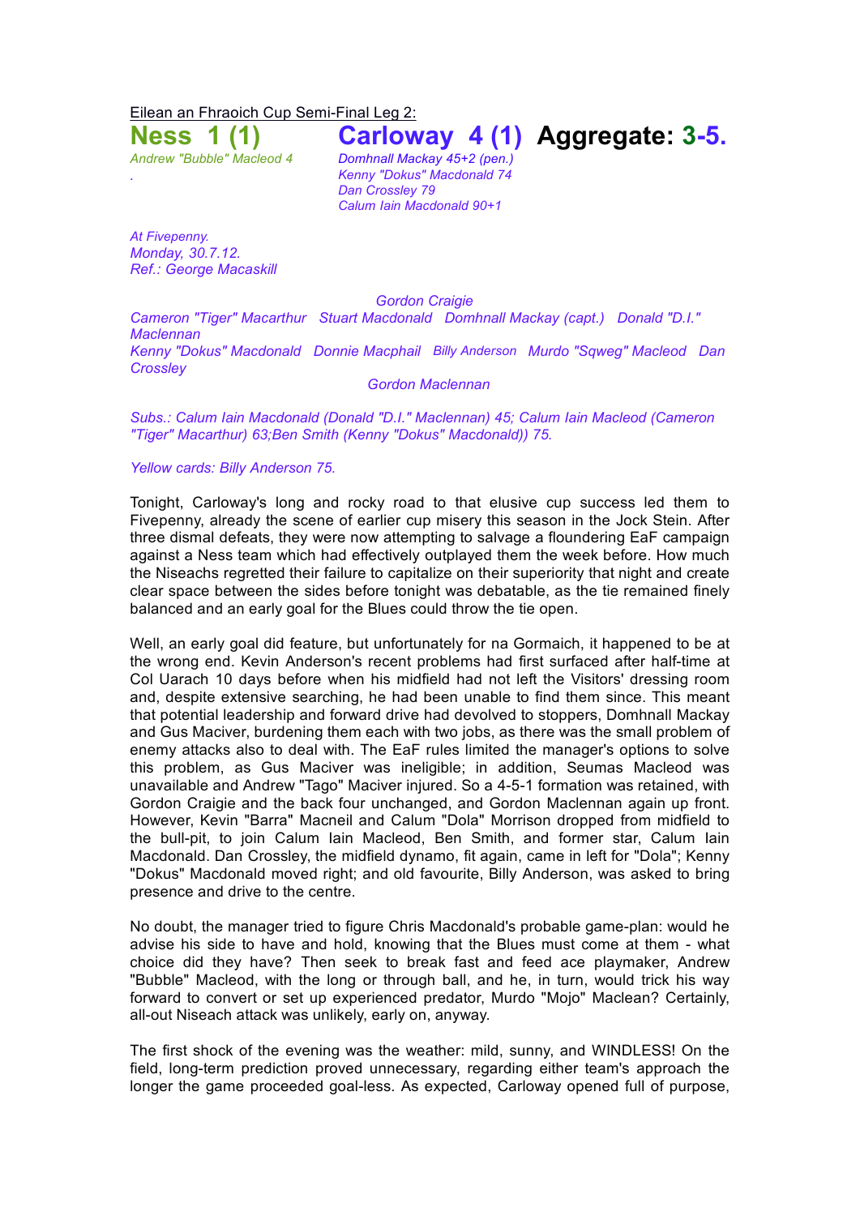Eilean an Fhraoich Cup Semi-Final Leg 2:

## Ness 1 (1) Carloway 4 (1) Aggregate: 3-5.

*Andrew "Bubble" Macleod 4*

*Domhnall Mackay 45+2 (pen.)*
*Kenny "Dokus" Macdonald 74*
*Dan Crossley 79*
*Calum Iain Macdonald 90+1*

*At Fivepenny.*
*Monday, 30.7.12.*
*Ref.: George Macaskill*

*Gordon Craigie*
*Cameron "Tiger" Macarthur Stuart Macdonald Domhnall Mackay (capt.) Donald "D.I." Maclennan*
*Kenny "Dokus" Macdonald Donnie Macphail Billy Anderson Murdo "Sqweg" Macleod Dan Crossley*
*Gordon Maclennan*

*Subs.: Calum Iain Macdonald (Donald "D.I." Maclennan) 45; Calum Iain Macleod (Cameron "Tiger" Macarthur) 63;Ben Smith (Kenny "Dokus" Macdonald)) 75.*

*Yellow cards: Billy Anderson 75.*

Tonight, Carloway's long and rocky road to that elusive cup success led them to Fivepenny, already the scene of earlier cup misery this season in the Jock Stein. After three dismal defeats, they were now attempting to salvage a floundering EaF campaign against a Ness team which had effectively outplayed them the week before. How much the Niseachs regretted their failure to capitalize on their superiority that night and create clear space between the sides before tonight was debatable, as the tie remained finely balanced and an early goal for the Blues could throw the tie open.

Well, an early goal did feature, but unfortunately for na Gormaich, it happened to be at the wrong end. Kevin Anderson's recent problems had first surfaced after half-time at Col Uarach 10 days before when his midfield had not left the Visitors' dressing room and, despite extensive searching, he had been unable to find them since. This meant that potential leadership and forward drive had devolved to stoppers, Domhnall Mackay and Gus Maciver, burdening them each with two jobs, as there was the small problem of enemy attacks also to deal with. The EaF rules limited the manager's options to solve this problem, as Gus Maciver was ineligible; in addition, Seumas Macleod was unavailable and Andrew "Tago" Maciver injured. So a 4-5-1 formation was retained, with Gordon Craigie and the back four unchanged, and Gordon Maclennan again up front. However, Kevin "Barra" Macneil and Calum "Dola" Morrison dropped from midfield to the bull-pit, to join Calum Iain Macleod, Ben Smith, and former star, Calum Iain Macdonald. Dan Crossley, the midfield dynamo, fit again, came in left for "Dola"; Kenny "Dokus" Macdonald moved right; and old favourite, Billy Anderson, was asked to bring presence and drive to the centre.

No doubt, the manager tried to figure Chris Macdonald's probable game-plan: would he advise his side to have and hold, knowing that the Blues must come at them - what choice did they have? Then seek to break fast and feed ace playmaker, Andrew "Bubble" Macleod, with the long or through ball, and he, in turn, would trick his way forward to convert or set up experienced predator, Murdo "Mojo" Maclean? Certainly, all-out Niseach attack was unlikely, early on, anyway.

The first shock of the evening was the weather: mild, sunny, and WINDLESS! On the field, long-term prediction proved unnecessary, regarding either team's approach the longer the game proceeded goal-less. As expected, Carloway opened full of purpose,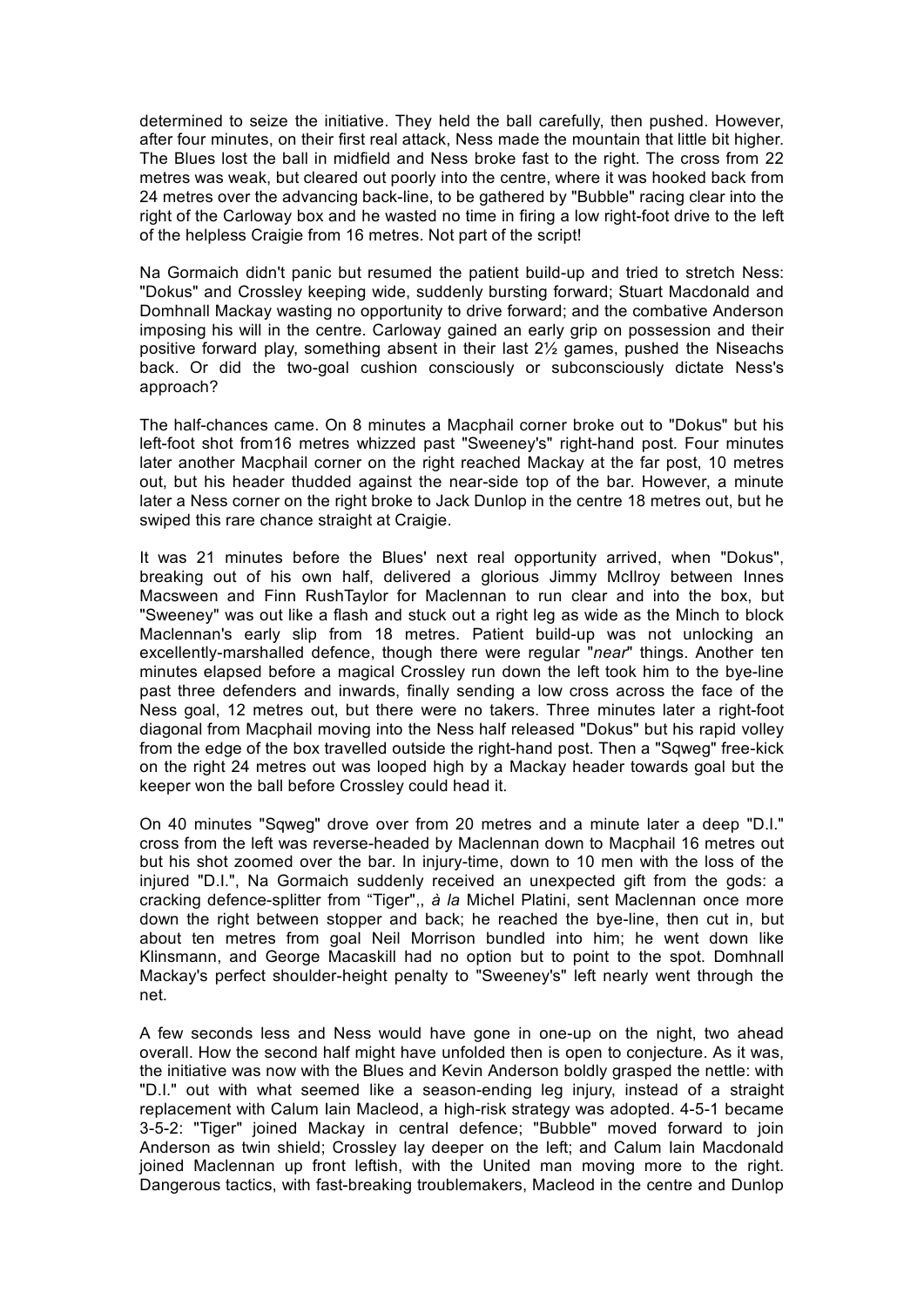determined to seize the initiative. They held the ball carefully, then pushed. However, after four minutes, on their first real attack, Ness made the mountain that little bit higher. The Blues lost the ball in midfield and Ness broke fast to the right. The cross from 22 metres was weak, but cleared out poorly into the centre, where it was hooked back from 24 metres over the advancing back-line, to be gathered by "Bubble" racing clear into the right of the Carloway box and he wasted no time in firing a low right-foot drive to the left of the helpless Craigie from 16 metres. Not part of the script!

Na Gormaich didn't panic but resumed the patient build-up and tried to stretch Ness: "Dokus" and Crossley keeping wide, suddenly bursting forward; Stuart Macdonald and Domhnall Mackay wasting no opportunity to drive forward; and the combative Anderson imposing his will in the centre. Carloway gained an early grip on possession and their positive forward play, something absent in their last 2½ games, pushed the Niseachs back. Or did the two-goal cushion consciously or subconsciously dictate Ness's approach?

The half-chances came. On 8 minutes a Macphail corner broke out to "Dokus" but his left-foot shot from16 metres whizzed past "Sweeney's" right-hand post. Four minutes later another Macphail corner on the right reached Mackay at the far post, 10 metres out, but his header thudded against the near-side top of the bar. However, a minute later a Ness corner on the right broke to Jack Dunlop in the centre 18 metres out, but he swiped this rare chance straight at Craigie.

It was 21 minutes before the Blues' next real opportunity arrived, when "Dokus", breaking out of his own half, delivered a glorious Jimmy McIlroy between Innes Macsween and Finn RushTaylor for Maclennan to run clear and into the box, but "Sweeney" was out like a flash and stuck out a right leg as wide as the Minch to block Maclennan's early slip from 18 metres. Patient build-up was not unlocking an excellently-marshalled defence, though there were regular "*near*" things. Another ten minutes elapsed before a magical Crossley run down the left took him to the bye-line past three defenders and inwards, finally sending a low cross across the face of the Ness goal, 12 metres out, but there were no takers. Three minutes later a right-foot diagonal from Macphail moving into the Ness half released "Dokus" but his rapid volley from the edge of the box travelled outside the right-hand post. Then a "Sqweg" free-kick on the right 24 metres out was looped high by a Mackay header towards goal but the keeper won the ball before Crossley could head it.

On 40 minutes "Sqweg" drove over from 20 metres and a minute later a deep "D.I." cross from the left was reverse-headed by Maclennan down to Macphail 16 metres out but his shot zoomed over the bar. In injury-time, down to 10 men with the loss of the injured "D.I.", Na Gormaich suddenly received an unexpected gift from the gods: a cracking defence-splitter from "Tiger",, *à la* Michel Platini, sent Maclennan once more down the right between stopper and back; he reached the bye-line, then cut in, but about ten metres from goal Neil Morrison bundled into him; he went down like Klinsmann, and George Macaskill had no option but to point to the spot. Domhnall Mackay's perfect shoulder-height penalty to "Sweeney's" left nearly went through the net.

A few seconds less and Ness would have gone in one-up on the night, two ahead overall. How the second half might have unfolded then is open to conjecture. As it was, the initiative was now with the Blues and Kevin Anderson boldly grasped the nettle: with "D.I." out with what seemed like a season-ending leg injury, instead of a straight replacement with Calum Iain Macleod, a high-risk strategy was adopted. 4-5-1 became 3-5-2: "Tiger" joined Mackay in central defence; "Bubble" moved forward to join Anderson as twin shield; Crossley lay deeper on the left; and Calum Iain Macdonald joined Maclennan up front leftish, with the United man moving more to the right. Dangerous tactics, with fast-breaking troublemakers, Macleod in the centre and Dunlop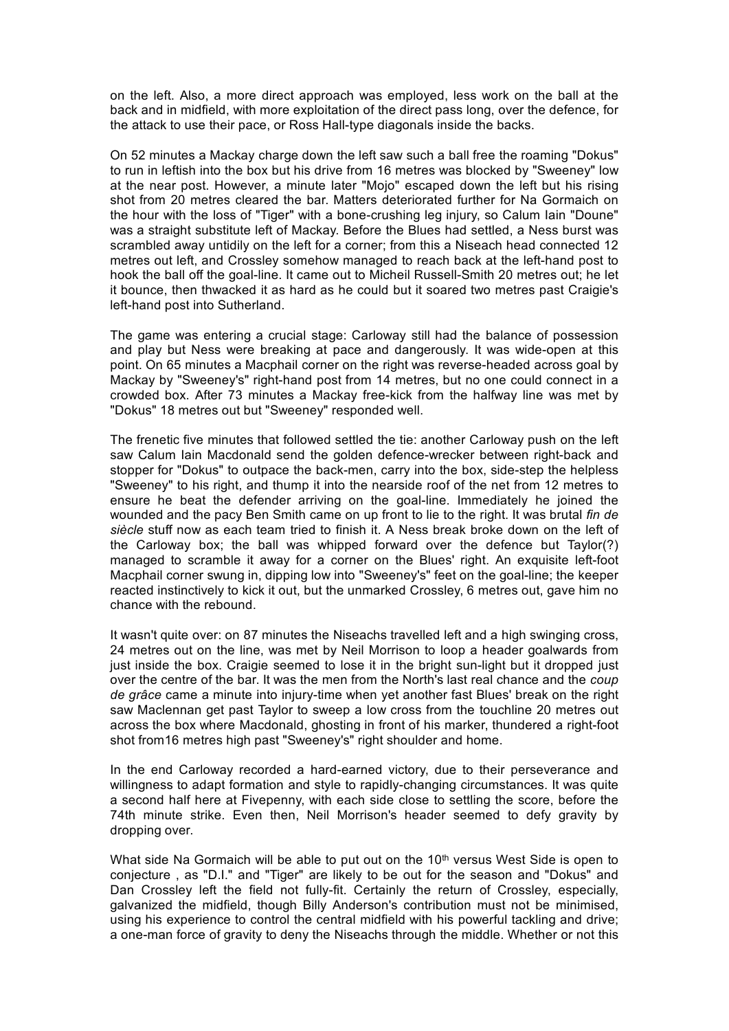on the left. Also, a more direct approach was employed, less work on the ball at the back and in midfield, with more exploitation of the direct pass long, over the defence, for the attack to use their pace, or Ross Hall-type diagonals inside the backs.

On 52 minutes a Mackay charge down the left saw such a ball free the roaming "Dokus" to run in leftish into the box but his drive from 16 metres was blocked by "Sweeney" low at the near post. However, a minute later "Mojo" escaped down the left but his rising shot from 20 metres cleared the bar. Matters deteriorated further for Na Gormaich on the hour with the loss of "Tiger" with a bone-crushing leg injury, so Calum Iain "Doune" was a straight substitute left of Mackay. Before the Blues had settled, a Ness burst was scrambled away untidily on the left for a corner; from this a Niseach head connected 12 metres out left, and Crossley somehow managed to reach back at the left-hand post to hook the ball off the goal-line. It came out to Micheil Russell-Smith 20 metres out; he let it bounce, then thwacked it as hard as he could but it soared two metres past Craigie's left-hand post into Sutherland.

The game was entering a crucial stage: Carloway still had the balance of possession and play but Ness were breaking at pace and dangerously. It was wide-open at this point. On 65 minutes a Macphail corner on the right was reverse-headed across goal by Mackay by "Sweeney's" right-hand post from 14 metres, but no one could connect in a crowded box. After 73 minutes a Mackay free-kick from the halfway line was met by "Dokus" 18 metres out but "Sweeney" responded well.

The frenetic five minutes that followed settled the tie: another Carloway push on the left saw Calum Iain Macdonald send the golden defence-wrecker between right-back and stopper for "Dokus" to outpace the back-men, carry into the box, side-step the helpless "Sweeney" to his right, and thump it into the nearside roof of the net from 12 metres to ensure he beat the defender arriving on the goal-line. Immediately he joined the wounded and the pacy Ben Smith came on up front to lie to the right. It was brutal *fin de siècle* stuff now as each team tried to finish it. A Ness break broke down on the left of the Carloway box; the ball was whipped forward over the defence but Taylor(?) managed to scramble it away for a corner on the Blues' right. An exquisite left-foot Macphail corner swung in, dipping low into "Sweeney's" feet on the goal-line; the keeper reacted instinctively to kick it out, but the unmarked Crossley, 6 metres out, gave him no chance with the rebound.

It wasn't quite over: on 87 minutes the Niseachs travelled left and a high swinging cross, 24 metres out on the line, was met by Neil Morrison to loop a header goalwards from just inside the box. Craigie seemed to lose it in the bright sun-light but it dropped just over the centre of the bar. It was the men from the North's last real chance and the *coup de grâce* came a minute into injury-time when yet another fast Blues' break on the right saw Maclennan get past Taylor to sweep a low cross from the touchline 20 metres out across the box where Macdonald, ghosting in front of his marker, thundered a right-foot shot from16 metres high past "Sweeney's" right shoulder and home.

In the end Carloway recorded a hard-earned victory, due to their perseverance and willingness to adapt formation and style to rapidly-changing circumstances. It was quite a second half here at Fivepenny, with each side close to settling the score, before the 74th minute strike. Even then, Neil Morrison's header seemed to defy gravity by dropping over.

What side Na Gormaich will be able to put out on the 10th versus West Side is open to conjecture , as "D.I." and "Tiger" are likely to be out for the season and "Dokus" and Dan Crossley left the field not fully-fit. Certainly the return of Crossley, especially, galvanized the midfield, though Billy Anderson's contribution must not be minimised, using his experience to control the central midfield with his powerful tackling and drive; a one-man force of gravity to deny the Niseachs through the middle. Whether or not this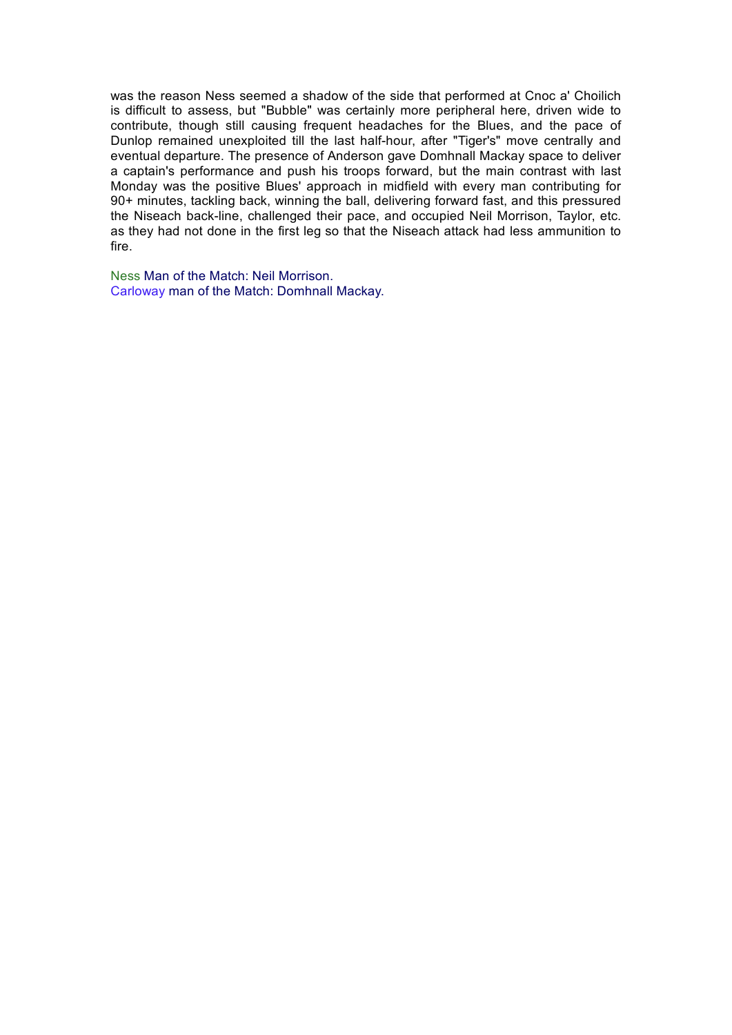was the reason Ness seemed a shadow of the side that performed at Cnoc a' Choilich is difficult to assess, but "Bubble" was certainly more peripheral here, driven wide to contribute, though still causing frequent headaches for the Blues, and the pace of Dunlop remained unexploited till the last half-hour, after "Tiger's" move centrally and eventual departure. The presence of Anderson gave Domhnall Mackay space to deliver a captain's performance and push his troops forward, but the main contrast with last Monday was the positive Blues' approach in midfield with every man contributing for 90+ minutes, tackling back, winning the ball, delivering forward fast, and this pressured the Niseach back-line, challenged their pace, and occupied Neil Morrison, Taylor, etc. as they had not done in the first leg so that the Niseach attack had less ammunition to fire.

Ness Man of the Match: Neil Morrison.
Carloway man of the Match: Domhnall Mackay.